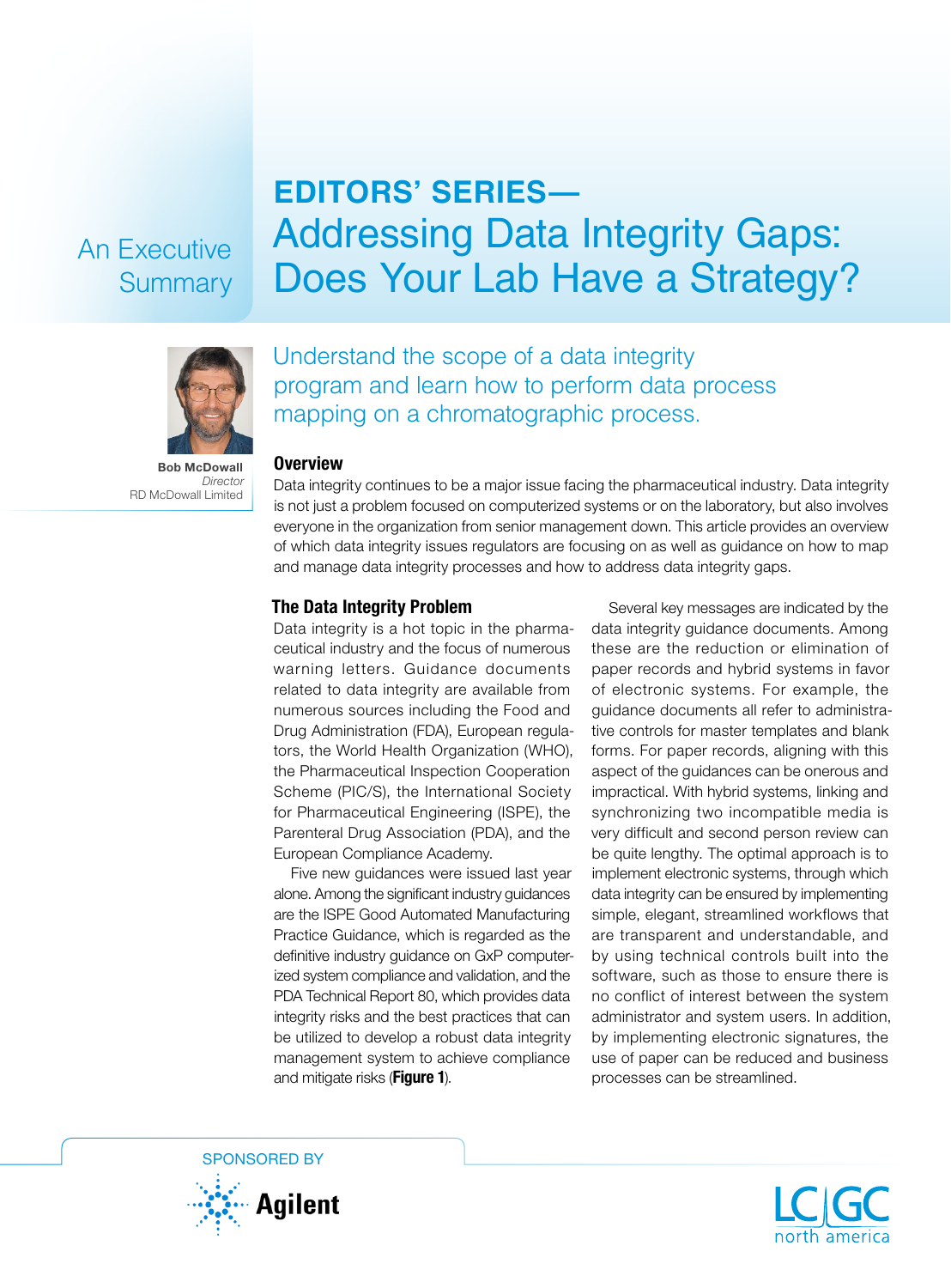An Executive Summary

# EDITORS' SERIES— Addressing Data Integrity Gaps: Does Your Lab Have a Strategy?

**Bob McDowall**
*Director*
RD McDowall Limited

Understand the scope of a data integrity program and learn how to perform data process mapping on a chromatographic process.

## Overview

Data integrity continues to be a major issue facing the pharmaceutical industry. Data integrity is not just a problem focused on computerized systems or on the laboratory, but also involves everyone in the organization from senior management down. This article provides an overview of which data integrity issues regulators are focusing on as well as guidance on how to map and manage data integrity processes and how to address data integrity gaps.

## The Data Integrity Problem

Data integrity is a hot topic in the pharmaceutical industry and the focus of numerous warning letters. Guidance documents related to data integrity are available from numerous sources including the Food and Drug Administration (FDA), European regulators, the World Health Organization (WHO), the Pharmaceutical Inspection Cooperation Scheme (PIC/S), the International Society for Pharmaceutical Engineering (ISPE), the Parenteral Drug Association (PDA), and the European Compliance Academy.

Five new guidances were issued last year alone. Among the significant industry guidances are the ISPE Good Automated Manufacturing Practice Guidance, which is regarded as the definitive industry guidance on GxP computerized system compliance and validation, and the PDA Technical Report 80, which provides data integrity risks and the best practices that can be utilized to develop a robust data integrity management system to achieve compliance and mitigate risks (**Figure 1**).

Several key messages are indicated by the data integrity guidance documents. Among these are the reduction or elimination of paper records and hybrid systems in favor of electronic systems. For example, the guidance documents all refer to administrative controls for master templates and blank forms. For paper records, aligning with this aspect of the guidances can be onerous and impractical. With hybrid systems, linking and synchronizing two incompatible media is very difficult and second person review can be quite lengthy. The optimal approach is to implement electronic systems, through which data integrity can be ensured by implementing simple, elegant, streamlined workflows that are transparent and understandable, and by using technical controls built into the software, such as those to ensure there is no conflict of interest between the system administrator and system users. In addition, by implementing electronic signatures, the use of paper can be reduced and business processes can be streamlined.

SPONSORED BY Agilent

LCGC north america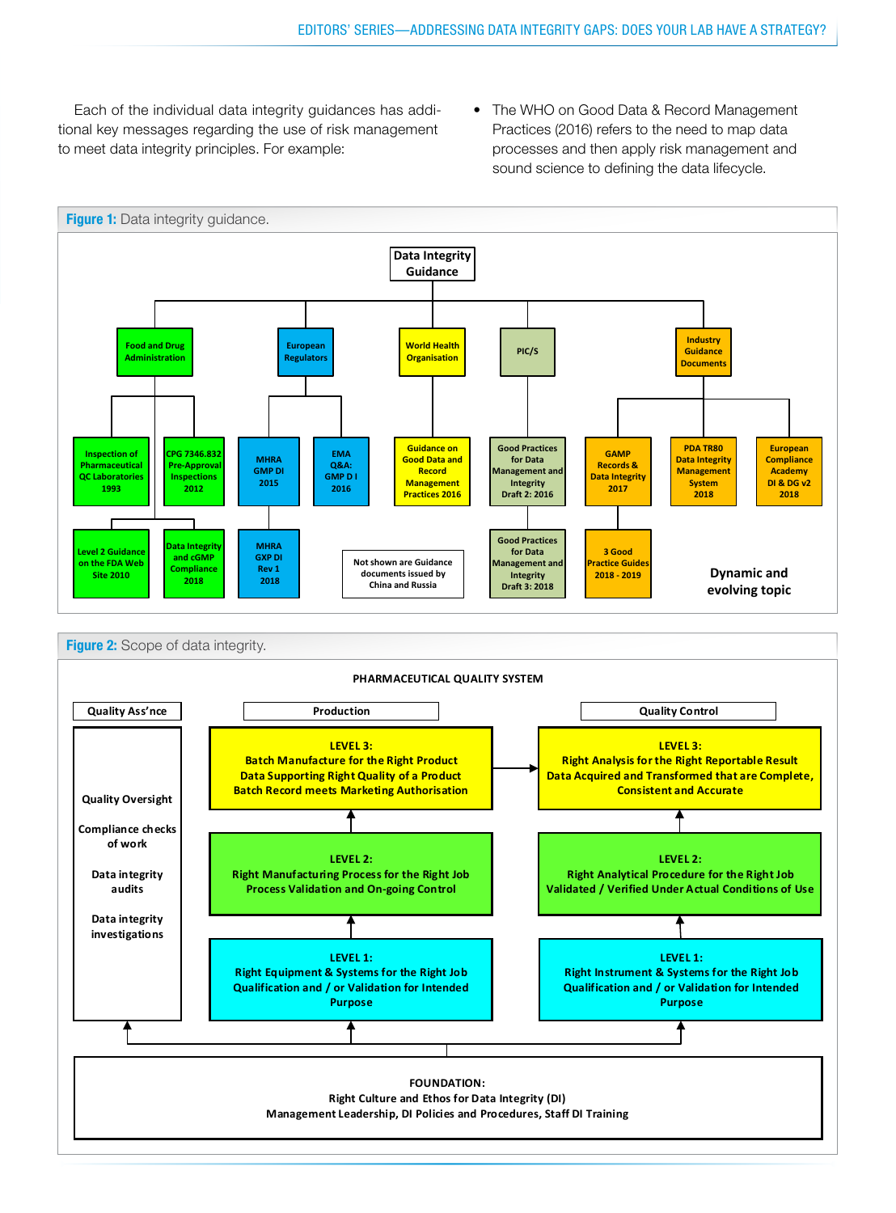Each of the individual data integrity guidances has additional key messages regarding the use of risk management to meet data integrity principles. For example:

- The WHO on Good Data & Record Management Practices (2016) refers to the need to map data processes and then apply risk management and sound science to defining the data lifecycle.

**Figure 1:** Data integrity guidance.

**Data Integrity Guidance**

- **Food and Drug Administration**
  - Inspection of Pharmaceutical QC Laboratories 1993
    - Level 2 Guidance on the FDA Web Site 2010
  - CPG 7346.832 Pre-Approval Inspections 2012
    - Data Integrity and cGMP Compliance 2018
- **European Regulators**
  - MHRA GMP DI 2015
    - MHRA GXP DI Rev 1 2018
  - EMA Q&A: GMP D I 2016
- **World Health Organisation**
  - Guidance on Good Data and Record Management Practices 2016
- **PIC/S**
  - Good Practices for Data Management and Integrity Draft 2: 2016
    - Good Practices for Data Management and Integrity Draft 3: 2018
- **Industry Guidance Documents**
  - GAMP Records & Data Integrity 2017
    - 3 Good Practice Guides 2018 - 2019
  - PDA TR80 Data Integrity Management System 2018
  - European Compliance Academy DI & DG v2 2018

Not shown are Guidance documents issued by China and Russia

Dynamic and evolving topic

**Figure 2:** Scope of data integrity.

**PHARMACEUTICAL QUALITY SYSTEM**

| Quality Ass'nce | Production | Quality Control |
|---|---|---|
| Quality Oversight<br>Compliance checks of work<br>Data integrity audits<br>Data integrity investigations | LEVEL 3:<br>Batch Manufacture for the Right Product<br>Data Supporting Right Quality of a Product<br>Batch Record meets Marketing Authorisation | LEVEL 3:<br>Right Analysis for the Right Reportable Result<br>Data Acquired and Transformed that are Complete, Consistent and Accurate |
| | LEVEL 2:<br>Right Manufacturing Process for the Right Job<br>Process Validation and On-going Control | LEVEL 2:<br>Right Analytical Procedure for the Right Job<br>Validated / Verified Under Actual Conditions of Use |
| | LEVEL 1:<br>Right Equipment & Systems for the Right Job<br>Qualification and / or Validation for Intended Purpose | LEVEL 1:<br>Right Instrument & Systems for the Right Job<br>Qualification and / or Validation for Intended Purpose |

**FOUNDATION:**
Right Culture and Ethos for Data Integrity (DI)
Management Leadership, DI Policies and Procedures, Staff DI Training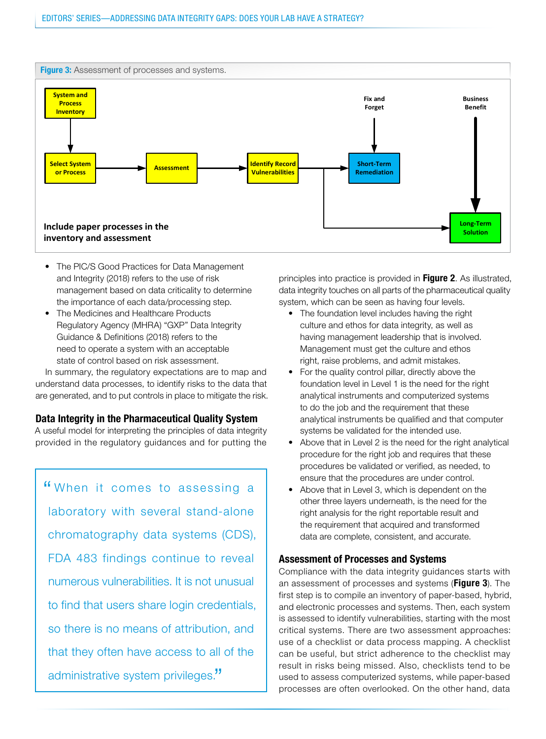**Figure 3:** Assessment of processes and systems.

Include paper processes in the inventory and assessment

- The PIC/S Good Practices for Data Management and Integrity (2018) refers to the use of risk management based on data criticality to determine the importance of each data/processing step.
- The Medicines and Healthcare Products Regulatory Agency (MHRA) "GXP" Data Integrity Guidance & Definitions (2018) refers to the need to operate a system with an acceptable state of control based on risk assessment.

In summary, the regulatory expectations are to map and understand data processes, to identify risks to the data that are generated, and to put controls in place to mitigate the risk.

## Data Integrity in the Pharmaceutical Quality System

A useful model for interpreting the principles of data integrity provided in the regulatory guidances and for putting the principles into practice is provided in **Figure 2**. As illustrated, data integrity touches on all parts of the pharmaceutical quality system, which can be seen as having four levels.

- The foundation level includes having the right culture and ethos for data integrity, as well as having management leadership that is involved. Management must get the culture and ethos right, raise problems, and admit mistakes.
- For the quality control pillar, directly above the foundation level in Level 1 is the need for the right analytical instruments and computerized systems to do the job and the requirement that these analytical instruments be qualified and that computer systems be validated for the intended use.
- Above that in Level 2 is the need for the right analytical procedure for the right job and requires that these procedures be validated or verified, as needed, to ensure that the procedures are under control.
- Above that in Level 3, which is dependent on the other three layers underneath, is the need for the right analysis for the right reportable result and the requirement that acquired and transformed data are complete, consistent, and accurate.

> "When it comes to assessing a laboratory with several stand-alone chromatography data systems (CDS), FDA 483 findings continue to reveal numerous vulnerabilities. It is not unusual to find that users share login credentials, so there is no means of attribution, and that they often have access to all of the administrative system privileges."

## Assessment of Processes and Systems

Compliance with the data integrity guidances starts with an assessment of processes and systems (**Figure 3**). The first step is to compile an inventory of paper-based, hybrid, and electronic processes and systems. Then, each system is assessed to identify vulnerabilities, starting with the most critical systems. There are two assessment approaches: use of a checklist or data process mapping. A checklist can be useful, but strict adherence to the checklist may result in risks being missed. Also, checklists tend to be used to assess computerized systems, while paper-based processes are often overlooked. On the other hand, data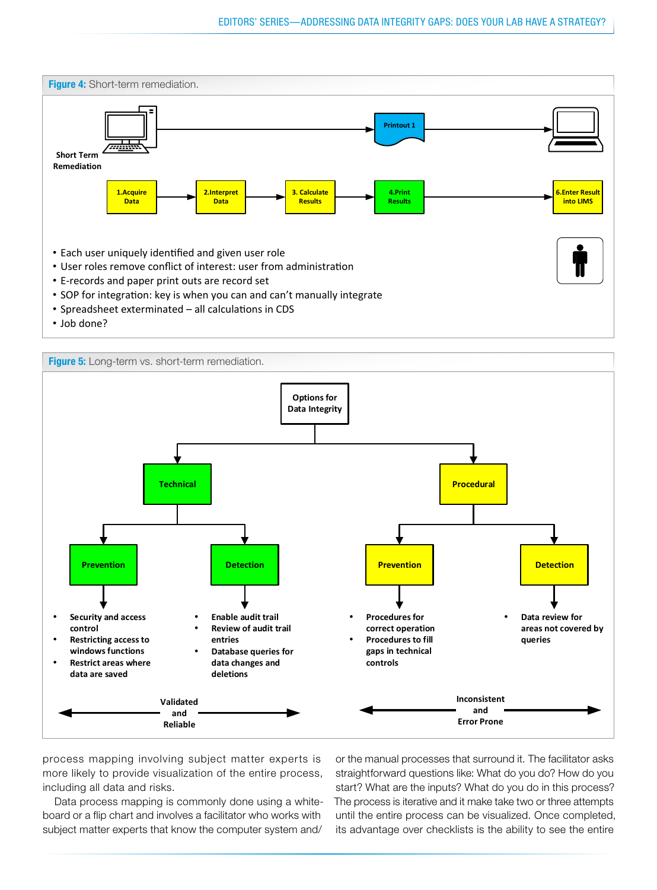**Figure 4:** Short-term remediation.

Short Term Remediation

Printout 1

1.Acquire Data → 2.Interpret Data → 3. Calculate Results → 4.Print Results → 6.Enter Result into LIMS

- Each user uniquely identified and given user role
- User roles remove conflict of interest: user from administration
- E-records and paper print outs are record set
- SOP for integration: key is when you can and can't manually integrate
- Spreadsheet exterminated – all calculations in CDS
- Job done?

**Figure 5:** Long-term vs. short-term remediation.

Options for Data Integrity

- Technical
  - Prevention
    - Security and access control
    - Restricting access to windows functions
    - Restrict areas where data are saved
  - Detection
    - Enable audit trail
    - Review of audit trail entries
    - Database queries for data changes and deletions
- Procedural
  - Prevention
    - Procedures for correct operation
    - Procedures to fill gaps in technical controls
  - Detection
    - Data review for areas not covered by queries

Validated and Reliable ←→ (Technical)

Inconsistent and Error Prone ←→ (Procedural)

process mapping involving subject matter experts is more likely to provide visualization of the entire process, including all data and risks.

Data process mapping is commonly done using a whiteboard or a flip chart and involves a facilitator who works with subject matter experts that know the computer system and/or the manual processes that surround it. The facilitator asks straightforward questions like: What do you do? How do you start? What are the inputs? What do you do in this process? The process is iterative and it make take two or three attempts until the entire process can be visualized. Once completed, its advantage over checklists is the ability to see the entire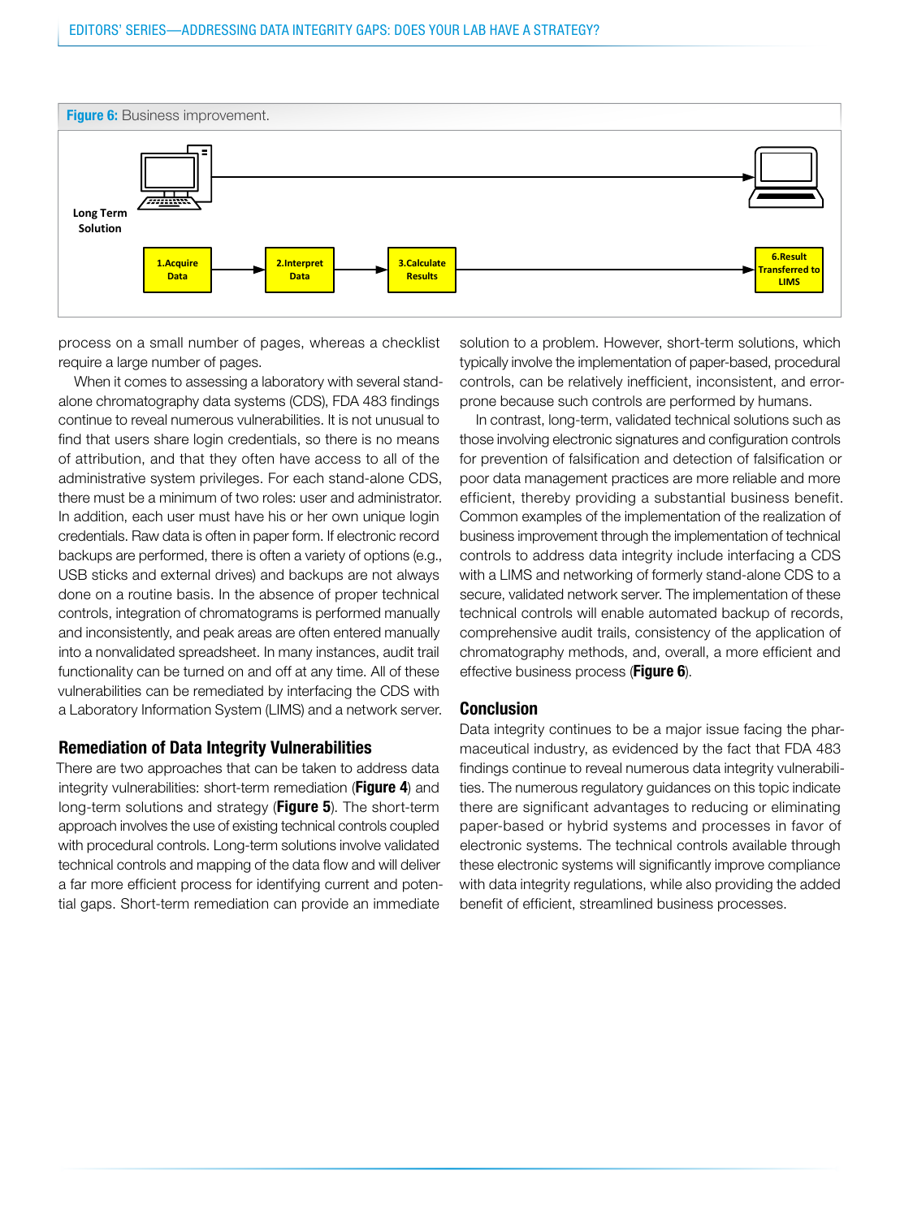**Figure 6:** Business improvement.

Long Term Solution

1.Acquire Data

2.Interpret Data

3.Calculate Results

6.Result Transferred to LIMS

process on a small number of pages, whereas a checklist require a large number of pages.

When it comes to assessing a laboratory with several stand-alone chromatography data systems (CDS), FDA 483 findings continue to reveal numerous vulnerabilities. It is not unusual to find that users share login credentials, so there is no means of attribution, and that they often have access to all of the administrative system privileges. For each stand-alone CDS, there must be a minimum of two roles: user and administrator. In addition, each user must have his or her own unique login credentials. Raw data is often in paper form. If electronic record backups are performed, there is often a variety of options (e.g., USB sticks and external drives) and backups are not always done on a routine basis. In the absence of proper technical controls, integration of chromatograms is performed manually and inconsistently, and peak areas are often entered manually into a nonvalidated spreadsheet. In many instances, audit trail functionality can be turned on and off at any time. All of these vulnerabilities can be remediated by interfacing the CDS with a Laboratory Information System (LIMS) and a network server.

## Remediation of Data Integrity Vulnerabilities

There are two approaches that can be taken to address data integrity vulnerabilities: short-term remediation (**Figure 4**) and long-term solutions and strategy (**Figure 5**). The short-term approach involves the use of existing technical controls coupled with procedural controls. Long-term solutions involve validated technical controls and mapping of the data flow and will deliver a far more efficient process for identifying current and potential gaps. Short-term remediation can provide an immediate solution to a problem. However, short-term solutions, which typically involve the implementation of paper-based, procedural controls, can be relatively inefficient, inconsistent, and error-prone because such controls are performed by humans.

In contrast, long-term, validated technical solutions such as those involving electronic signatures and configuration controls for prevention of falsification and detection of falsification or poor data management practices are more reliable and more efficient, thereby providing a substantial business benefit. Common examples of the implementation of the realization of business improvement through the implementation of technical controls to address data integrity include interfacing a CDS with a LIMS and networking of formerly stand-alone CDS to a secure, validated network server. The implementation of these technical controls will enable automated backup of records, comprehensive audit trails, consistency of the application of chromatography methods, and, overall, a more efficient and effective business process (**Figure 6**).

## Conclusion

Data integrity continues to be a major issue facing the pharmaceutical industry, as evidenced by the fact that FDA 483 findings continue to reveal numerous data integrity vulnerabilities. The numerous regulatory guidances on this topic indicate there are significant advantages to reducing or eliminating paper-based or hybrid systems and processes in favor of electronic systems. The technical controls available through these electronic systems will significantly improve compliance with data integrity regulations, while also providing the added benefit of efficient, streamlined business processes.